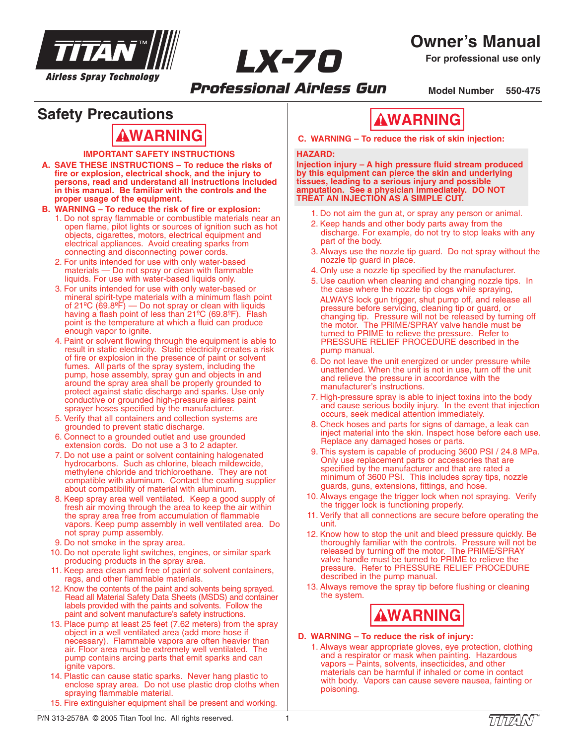# TITAN™ Airless Spray Technology

# LX-70

## Professional Airless Gun

# Owner's Manual

**For professional use only**

**Model Number 550-475**

## Safety Precautions

### ⚠WARNING

**IMPORTANT SAFETY INSTRUCTIONS**

**A. SAVE THESE INSTRUCTIONS – To reduce the risks of fire or explosion, electrical shock, and the injury to persons, read and understand all instructions included in this manual. Be familiar with the controls and the proper usage of the equipment.**

**B. WARNING – To reduce the risk of fire or explosion:**

1. Do not spray flammable or combustible materials near an open flame, pilot lights or sources of ignition such as hot objects, cigarettes, motors, electrical equipment and electrical appliances. Avoid creating sparks from connecting and disconnecting power cords.
2. For units intended for use with only water-based materials — Do not spray or clean with flammable liquids. For use with water-based liquids only.
3. For units intended for use with only water-based or mineral spirit-type materials with a minimum flash point of 21ºC (69.8ºF) — Do not spray or clean with liquids having a flash point of less than 21ºC (69.8ºF). Flash point is the temperature at which a fluid can produce enough vapor to ignite.
4. Paint or solvent flowing through the equipment is able to result in static electricity. Static electricity creates a risk of fire or explosion in the presence of paint or solvent fumes. All parts of the spray system, including the pump, hose assembly, spray gun and objects in and around the spray area shall be properly grounded to protect against static discharge and sparks. Use only conductive or grounded high-pressure airless paint sprayer hoses specified by the manufacturer.
5. Verify that all containers and collection systems are grounded to prevent static discharge.
6. Connect to a grounded outlet and use grounded extension cords. Do not use a 3 to 2 adapter.
7. Do not use a paint or solvent containing halogenated hydrocarbons. Such as chlorine, bleach mildewcide, methylene chloride and trichloroethane. They are not compatible with aluminum. Contact the coating supplier about compatibility of material with aluminum.
8. Keep spray area well ventilated. Keep a good supply of fresh air moving through the area to keep the air within the spray area free from accumulation of flammable vapors. Keep pump assembly in well ventilated area. Do not spray pump assembly.
9. Do not smoke in the spray area.
10. Do not operate light switches, engines, or similar spark producing products in the spray area.
11. Keep area clean and free of paint or solvent containers, rags, and other flammable materials.
12. Know the contents of the paint and solvents being sprayed. Read all Material Safety Data Sheets (MSDS) and container labels provided with the paints and solvents. Follow the paint and solvent manufacture's safety instructions.
13. Place pump at least 25 feet (7.62 meters) from the spray object in a well ventilated area (add more hose if necessary). Flammable vapors are often heavier than air. Floor area must be extremely well ventilated. The pump contains arcing parts that emit sparks and can ignite vapors.
14. Plastic can cause static sparks. Never hang plastic to enclose spray area. Do not use plastic drop cloths when spraying flammable material.
15. Fire extinguisher equipment shall be present and working.

### ⚠WARNING

**C. WARNING – To reduce the risk of skin injection:**

**HAZARD:**

**Injection injury – A high pressure fluid stream produced by this equipment can pierce the skin and underlying tissues, leading to a serious injury and possible amputation. See a physician immediately. DO NOT TREAT AN INJECTION AS A SIMPLE CUT.**

1. Do not aim the gun at, or spray any person or animal.
2. Keep hands and other body parts away from the discharge. For example, do not try to stop leaks with any part of the body.
3. Always use the nozzle tip guard. Do not spray without the nozzle tip guard in place.
4. Only use a nozzle tip specified by the manufacturer.
5. Use caution when cleaning and changing nozzle tips. In the case where the nozzle tip clogs while spraying, ALWAYS lock gun trigger, shut pump off, and release all pressure before servicing, cleaning tip or guard, or changing tip. Pressure will not be released by turning off the motor. The PRIME/SPRAY valve handle must be turned to PRIME to relieve the pressure. Refer to PRESSURE RELIEF PROCEDURE described in the pump manual.
6. Do not leave the unit energized or under pressure while unattended. When the unit is not in use, turn off the unit and relieve the pressure in accordance with the manufacturer's instructions.
7. High-pressure spray is able to inject toxins into the body and cause serious bodily injury. In the event that injection occurs, seek medical attention immediately.
8. Check hoses and parts for signs of damage, a leak can inject material into the skin. Inspect hose before each use. Replace any damaged hoses or parts.
9. This system is capable of producing 3600 PSI / 24.8 MPa. Only use replacement parts or accessories that are specified by the manufacturer and that are rated a minimum of 3600 PSI. This includes spray tips, nozzle guards, guns, extensions, fittings, and hose.
10. Always engage the trigger lock when not spraying. Verify the trigger lock is functioning properly.
11. Verify that all connections are secure before operating the unit.
12. Know how to stop the unit and bleed pressure quickly. Be thoroughly familiar with the controls. Pressure will not be released by turning off the motor. The PRIME/SPRAY valve handle must be turned to PRIME to relieve the pressure. Refer to PRESSURE RELIEF PROCEDURE described in the pump manual.
13. Always remove the spray tip before flushing or cleaning the system.

### ⚠WARNING

**D. WARNING – To reduce the risk of injury:**

1. Always wear appropriate gloves, eye protection, clothing and a respirator or mask when painting. Hazardous vapors – Paints, solvents, insecticides, and other materials can be harmful if inhaled or come in contact with body. Vapors can cause severe nausea, fainting or poisoning.

P/N 313-2578A © 2005 Titan Tool Inc. All rights reserved.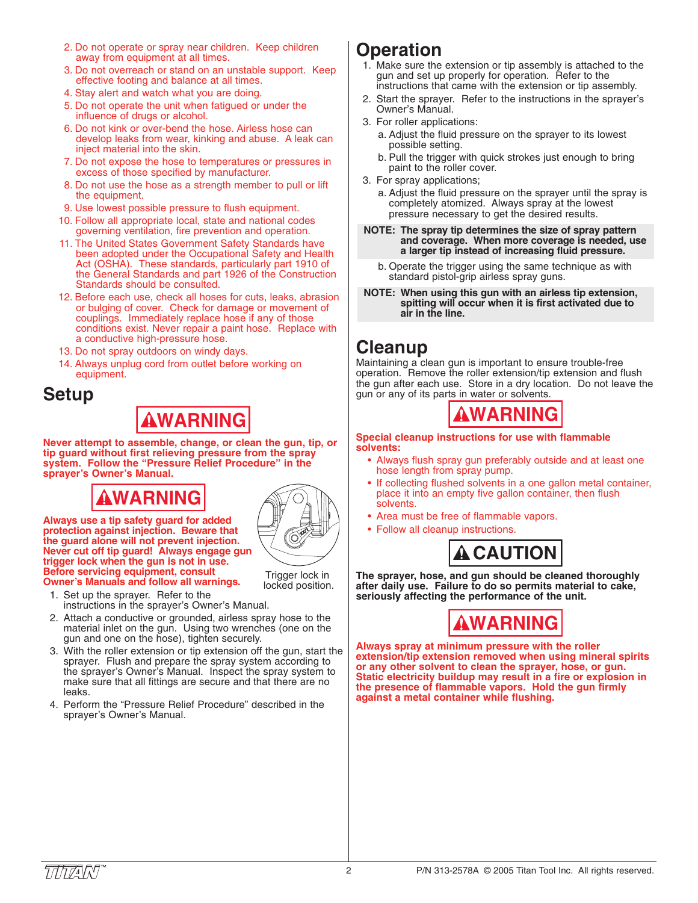2. Do not operate or spray near children. Keep children away from equipment at all times.
3. Do not overreach or stand on an unstable support. Keep effective footing and balance at all times.
4. Stay alert and watch what you are doing.
5. Do not operate the unit when fatigued or under the influence of drugs or alcohol.
6. Do not kink or over-bend the hose. Airless hose can develop leaks from wear, kinking and abuse. A leak can inject material into the skin.
7. Do not expose the hose to temperatures or pressures in excess of those specified by manufacturer.
8. Do not use the hose as a strength member to pull or lift the equipment.
9. Use lowest possible pressure to flush equipment.
10. Follow all appropriate local, state and national codes governing ventilation, fire prevention and operation.
11. The United States Government Safety Standards have been adopted under the Occupational Safety and Health Act (OSHA). These standards, particularly part 1910 of the General Standards and part 1926 of the Construction Standards should be consulted.
12. Before each use, check all hoses for cuts, leaks, abrasion or bulging of cover. Check for damage or movement of couplings. Immediately replace hose if any of those conditions exist. Never repair a paint hose. Replace with a conductive high-pressure hose.
13. Do not spray outdoors on windy days.
14. Always unplug cord from outlet before working on equipment.

## Setup

**⚠WARNING**

**Never attempt to assemble, change, or clean the gun, tip, or tip guard without first relieving pressure from the spray system. Follow the "Pressure Relief Procedure" in the sprayer's Owner's Manual.**

**⚠WARNING**

**Always use a tip safety guard for added protection against injection. Beware that the guard alone will not prevent injection. Never cut off tip guard! Always engage gun trigger lock when the gun is not in use. Before servicing equipment, consult Owner's Manuals and follow all warnings.**

Trigger lock in locked position.

1. Set up the sprayer. Refer to the instructions in the sprayer's Owner's Manual.
2. Attach a conductive or grounded, airless spray hose to the material inlet on the gun. Using two wrenches (one on the gun and one on the hose), tighten securely.
3. With the roller extension or tip extension off the gun, start the sprayer. Flush and prepare the spray system according to the sprayer's Owner's Manual. Inspect the spray system to make sure that all fittings are secure and that there are no leaks.
4. Perform the "Pressure Relief Procedure" described in the sprayer's Owner's Manual.

## Operation

1. Make sure the extension or tip assembly is attached to the gun and set up properly for operation. Refer to the instructions that came with the extension or tip assembly.
2. Start the sprayer. Refer to the instructions in the sprayer's Owner's Manual.
3. For roller applications:
   a. Adjust the fluid pressure on the sprayer to its lowest possible setting.
   b. Pull the trigger with quick strokes just enough to bring paint to the roller cover.
3. For spray applications;
   a. Adjust the fluid pressure on the sprayer until the spray is completely atomized. Always spray at the lowest pressure necessary to get the desired results.

**NOTE: The spray tip determines the size of spray pattern and coverage. When more coverage is needed, use a larger tip instead of increasing fluid pressure.**

   b. Operate the trigger using the same technique as with standard pistol-grip airless spray guns.

**NOTE: When using this gun with an airless tip extension, spitting will occur when it is first activated due to air in the line.**

## Cleanup

Maintaining a clean gun is important to ensure trouble-free operation. Remove the roller extension/tip extension and flush the gun after each use. Store in a dry location. Do not leave the gun or any of its parts in water or solvents.

**⚠WARNING**

**Special cleanup instructions for use with flammable solvents:**

- Always flush spray gun preferably outside and at least one hose length from spray pump.
- If collecting flushed solvents in a one gallon metal container, place it into an empty five gallon container, then flush solvents.
- Area must be free of flammable vapors.
- Follow all cleanup instructions.

**⚠CAUTION**

**The sprayer, hose, and gun should be cleaned thoroughly after daily use. Failure to do so permits material to cake, seriously affecting the performance of the unit.**

**⚠WARNING**

**Always spray at minimum pressure with the roller extension/tip extension removed when using mineral spirits or any other solvent to clean the sprayer, hose, or gun. Static electricity buildup may result in a fire or explosion in the presence of flammable vapors. Hold the gun firmly against a metal container while flushing.**

P/N 313-2578A © 2005 Titan Tool Inc. All rights reserved.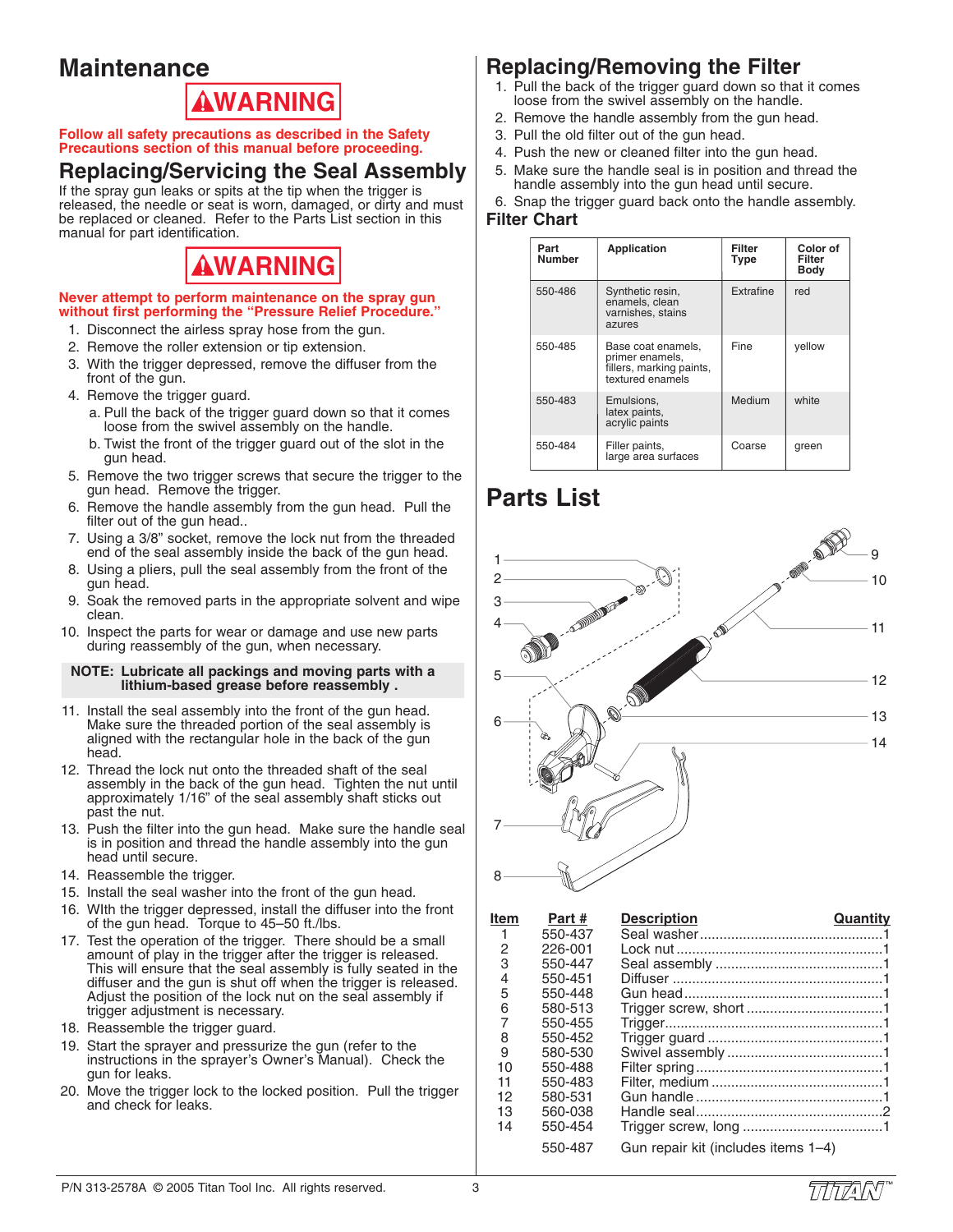# Maintenance

**⚠WARNING**

**Follow all safety precautions as described in the Safety Precautions section of this manual before proceeding.**

## Replacing/Servicing the Seal Assembly

If the spray gun leaks or spits at the tip when the trigger is released, the needle or seat is worn, damaged, or dirty and must be replaced or cleaned. Refer to the Parts List section in this manual for part identification.

**⚠WARNING**

**Never attempt to perform maintenance on the spray gun without first performing the "Pressure Relief Procedure."**

1. Disconnect the airless spray hose from the gun.
2. Remove the roller extension or tip extension.
3. With the trigger depressed, remove the diffuser from the front of the gun.
4. Remove the trigger guard.
   a. Pull the back of the trigger guard down so that it comes loose from the swivel assembly on the handle.
   b. Twist the front of the trigger guard out of the slot in the gun head.
5. Remove the two trigger screws that secure the trigger to the gun head. Remove the trigger.
6. Remove the handle assembly from the gun head. Pull the filter out of the gun head..
7. Using a 3/8" socket, remove the lock nut from the threaded end of the seal assembly inside the back of the gun head.
8. Using a pliers, pull the seal assembly from the front of the gun head.
9. Soak the removed parts in the appropriate solvent and wipe clean.
10. Inspect the parts for wear or damage and use new parts during reassembly of the gun, when necessary.

> **NOTE: Lubricate all packings and moving parts with a lithium-based grease before reassembly .**

11. Install the seal assembly into the front of the gun head. Make sure the threaded portion of the seal assembly is aligned with the rectangular hole in the back of the gun head.
12. Thread the lock nut onto the threaded shaft of the seal assembly in the back of the gun head. Tighten the nut until approximately 1/16" of the seal assembly shaft sticks out past the nut.
13. Push the filter into the gun head. Make sure the handle seal is in position and thread the handle assembly into the gun head until secure.
14. Reassemble the trigger.
15. Install the seal washer into the front of the gun head.
16. WIth the trigger depressed, install the diffuser into the front of the gun head. Torque to 45–50 ft./lbs.
17. Test the operation of the trigger. There should be a small amount of play in the trigger after the trigger is released. This will ensure that the seal assembly is fully seated in the diffuser and the gun is shut off when the trigger is released. Adjust the position of the lock nut on the seal assembly if trigger adjustment is necessary.
18. Reassemble the trigger guard.
19. Start the sprayer and pressurize the gun (refer to the instructions in the sprayer's Owner's Manual). Check the gun for leaks.
20. Move the trigger lock to the locked position. Pull the trigger and check for leaks.

## Replacing/Removing the Filter

1. Pull the back of the trigger guard down so that it comes loose from the swivel assembly on the handle.
2. Remove the handle assembly from the gun head.
3. Pull the old filter out of the gun head.
4. Push the new or cleaned filter into the gun head.
5. Make sure the handle seal is in position and thread the handle assembly into the gun head until secure.
6. Snap the trigger guard back onto the handle assembly.

### Filter Chart

| Part Number | Application | Filter Type | Color of Filter Body |
|---|---|---|---|
| 550-486 | Synthetic resin, enamels, clean varnishes, stains azures | Extrafine | red |
| 550-485 | Base coat enamels, primer enamels, fillers, marking paints, textured enamels | Fine | yellow |
| 550-483 | Emulsions, latex paints, acrylic paints | Medium | white |
| 550-484 | Filler paints, large area surfaces | Coarse | green |

# Parts List

| Item | Part # | Description | Quantity |
|---|---|---|---|
| 1 | 550-437 | Seal washer | 1 |
| 2 | 226-001 | Lock nut | 1 |
| 3 | 550-447 | Seal assembly | 1 |
| 4 | 550-451 | Diffuser | 1 |
| 5 | 550-448 | Gun head | 1 |
| 6 | 580-513 | Trigger screw, short | 1 |
| 7 | 550-455 | Trigger | 1 |
| 8 | 550-452 | Trigger guard | 1 |
| 9 | 580-530 | Swivel assembly | 1 |
| 10 | 550-488 | Filter spring | 1 |
| 11 | 550-483 | Filter, medium | 1 |
| 12 | 580-531 | Gun handle | 1 |
| 13 | 560-038 | Handle seal | 2 |
| 14 | 550-454 | Trigger screw, long | 1 |
| | 550-487 | Gun repair kit (includes items 1–4) | |

P/N 313-2578A © 2005 Titan Tool Inc. All rights reserved.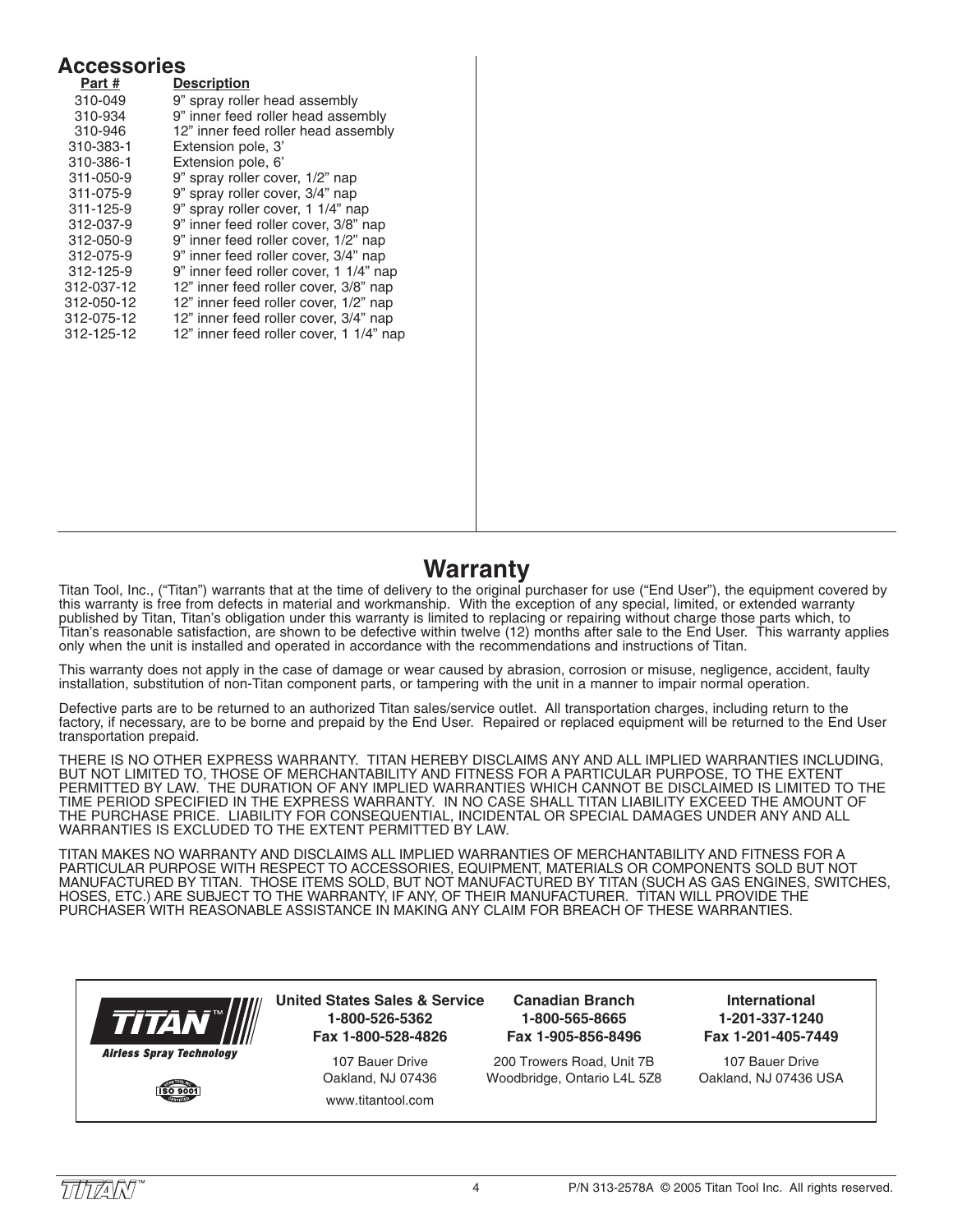## Accessories

| Part # | Description |
|---|---|
| 310-049 | 9" spray roller head assembly |
| 310-934 | 9" inner feed roller head assembly |
| 310-946 | 12" inner feed roller head assembly |
| 310-383-1 | Extension pole, 3' |
| 310-386-1 | Extension pole, 6' |
| 311-050-9 | 9" spray roller cover, 1/2" nap |
| 311-075-9 | 9" spray roller cover, 3/4" nap |
| 311-125-9 | 9" spray roller cover, 1 1/4" nap |
| 312-037-9 | 9" inner feed roller cover, 3/8" nap |
| 312-050-9 | 9" inner feed roller cover, 1/2" nap |
| 312-075-9 | 9" inner feed roller cover, 3/4" nap |
| 312-125-9 | 9" inner feed roller cover, 1 1/4" nap |
| 312-037-12 | 12" inner feed roller cover, 3/8" nap |
| 312-050-12 | 12" inner feed roller cover, 1/2" nap |
| 312-075-12 | 12" inner feed roller cover, 3/4" nap |
| 312-125-12 | 12" inner feed roller cover, 1 1/4" nap |

## Warranty

Titan Tool, Inc., ("Titan") warrants that at the time of delivery to the original purchaser for use ("End User"), the equipment covered by this warranty is free from defects in material and workmanship. With the exception of any special, limited, or extended warranty published by Titan, Titan's obligation under this warranty is limited to replacing or repairing without charge those parts which, to Titan's reasonable satisfaction, are shown to be defective within twelve (12) months after sale to the End User. This warranty applies only when the unit is installed and operated in accordance with the recommendations and instructions of Titan.

This warranty does not apply in the case of damage or wear caused by abrasion, corrosion or misuse, negligence, accident, faulty installation, substitution of non-Titan component parts, or tampering with the unit in a manner to impair normal operation.

Defective parts are to be returned to an authorized Titan sales/service outlet. All transportation charges, including return to the factory, if necessary, are to be borne and prepaid by the End User. Repaired or replaced equipment will be returned to the End User transportation prepaid.

THERE IS NO OTHER EXPRESS WARRANTY. TITAN HEREBY DISCLAIMS ANY AND ALL IMPLIED WARRANTIES INCLUDING, BUT NOT LIMITED TO, THOSE OF MERCHANTABILITY AND FITNESS FOR A PARTICULAR PURPOSE, TO THE EXTENT PERMITTED BY LAW. THE DURATION OF ANY IMPLIED WARRANTIES WHICH CANNOT BE DISCLAIMED IS LIMITED TO THE TIME PERIOD SPECIFIED IN THE EXPRESS WARRANTY. IN NO CASE SHALL TITAN LIABILITY EXCEED THE AMOUNT OF THE PURCHASE PRICE. LIABILITY FOR CONSEQUENTIAL, INCIDENTAL OR SPECIAL DAMAGES UNDER ANY AND ALL WARRANTIES IS EXCLUDED TO THE EXTENT PERMITTED BY LAW.

TITAN MAKES NO WARRANTY AND DISCLAIMS ALL IMPLIED WARRANTIES OF MERCHANTABILITY AND FITNESS FOR A PARTICULAR PURPOSE WITH RESPECT TO ACCESSORIES, EQUIPMENT, MATERIALS OR COMPONENTS SOLD BUT NOT MANUFACTURED BY TITAN. THOSE ITEMS SOLD, BUT NOT MANUFACTURED BY TITAN (SUCH AS GAS ENGINES, SWITCHES, HOSES, ETC.) ARE SUBJECT TO THE WARRANTY, IF ANY, OF THEIR MANUFACTURER. TITAN WILL PROVIDE THE PURCHASER WITH REASONABLE ASSISTANCE IN MAKING ANY CLAIM FOR BREACH OF THESE WARRANTIES.

TITAN™ Airless Spray Technology

ISO 9001

**United States Sales & Service**
**1-800-526-5362**
**Fax 1-800-528-4826**
107 Bauer Drive
Oakland, NJ 07436
www.titantool.com

**Canadian Branch**
**1-800-565-8665**
**Fax 1-905-856-8496**
200 Trowers Road, Unit 7B
Woodbridge, Ontario L4L 5Z8

**International**
**1-201-337-1240**
**Fax 1-201-405-7449**
107 Bauer Drive
Oakland, NJ 07436 USA

P/N 313-2578A © 2005 Titan Tool Inc. All rights reserved.